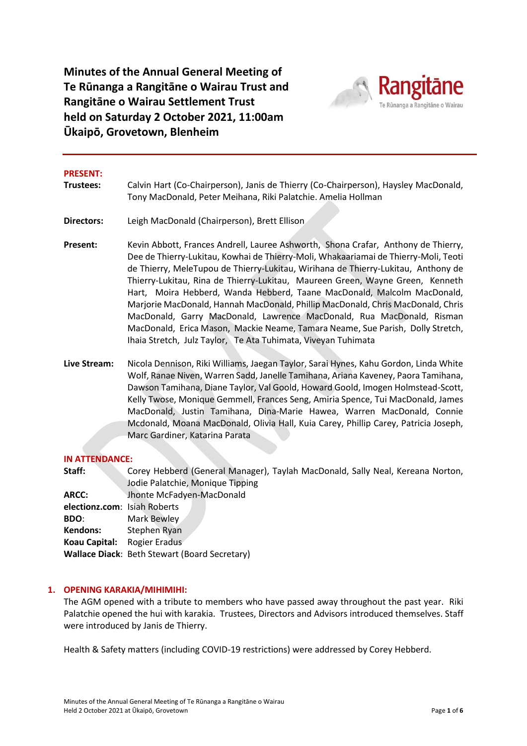# Minutes of the Annual General Meeting of Te Rūnanga a Rangitāne o Wairau Trust and Rangitāne o Wairau Settlement Trust held on Saturday 2 October 2021, 11:00am Ūkaipō, Grovetown, Blenheim

## PRESENT:

**Trustees:** Calvin Hart (Co-Chairperson), Janis de Thierry (Co-Chairperson), Haysley MacDonald, Tony MacDonald, Peter Meihana, Riki Palatchie. Amelia Hollman

**Directors:** Leigh MacDonald (Chairperson), Brett Ellison

**Present:** Kevin Abbott, Frances Andrell, Lauree Ashworth, Shona Crafar, Anthony de Thierry, Dee de Thierry-Lukitau, Kowhai de Thierry-Moli, Whakaariamai de Thierry-Moli, Teoti de Thierry, MeleTupou de Thierry-Lukitau, Wirihana de Thierry-Lukitau, Anthony de Thierry-Lukitau, Rina de Thierry-Lukitau, Maureen Green, Wayne Green, Kenneth Hart, Moira Hebberd, Wanda Hebberd, Taane MacDonald, Malcolm MacDonald, Marjorie MacDonald, Hannah MacDonald, Phillip MacDonald, Chris MacDonald, Chris MacDonald, Garry MacDonald, Lawrence MacDonald, Rua MacDonald, Risman MacDonald, Erica Mason, Mackie Neame, Tamara Neame, Sue Parish, Dolly Stretch, Ihaia Stretch, Julz Taylor, Te Ata Tuhimata, Viveyan Tuhimata

**Live Stream:** Nicola Dennison, Riki Williams, Jaegan Taylor, Sarai Hynes, Kahu Gordon, Linda White Wolf, Ranae Niven, Warren Sadd, Janelle Tamihana, Ariana Kaveney, Paora Tamihana, Dawson Tamihana, Diane Taylor, Val Goold, Howard Goold, Imogen Holmstead-Scott, Kelly Twose, Monique Gemmell, Frances Seng, Amiria Spence, Tui MacDonald, James MacDonald, Justin Tamihana, Dina-Marie Hawea, Warren MacDonald, Connie Mcdonald, Moana MacDonald, Olivia Hall, Kuia Carey, Phillip Carey, Patricia Joseph, Marc Gardiner, Katarina Parata

## IN ATTENDANCE:

**Staff:** Corey Hebberd (General Manager), Taylah MacDonald, Sally Neal, Kereana Norton, Jodie Palatchie, Monique Tipping
**ARCC:** Jhonte McFadyen-MacDonald
**electionz.com:** Isiah Roberts
**BDO:** Mark Bewley
**Kendons:** Stephen Ryan
**Koau Capital:** Rogier Eradus
**Wallace Diack:** Beth Stewart (Board Secretary)

## 1. OPENING KARAKIA/MIHIMIHI:

The AGM opened with a tribute to members who have passed away throughout the past year. Riki Palatchie opened the hui with karakia. Trustees, Directors and Advisors introduced themselves. Staff were introduced by Janis de Thierry.

Health & Safety matters (including COVID-19 restrictions) were addressed by Corey Hebberd.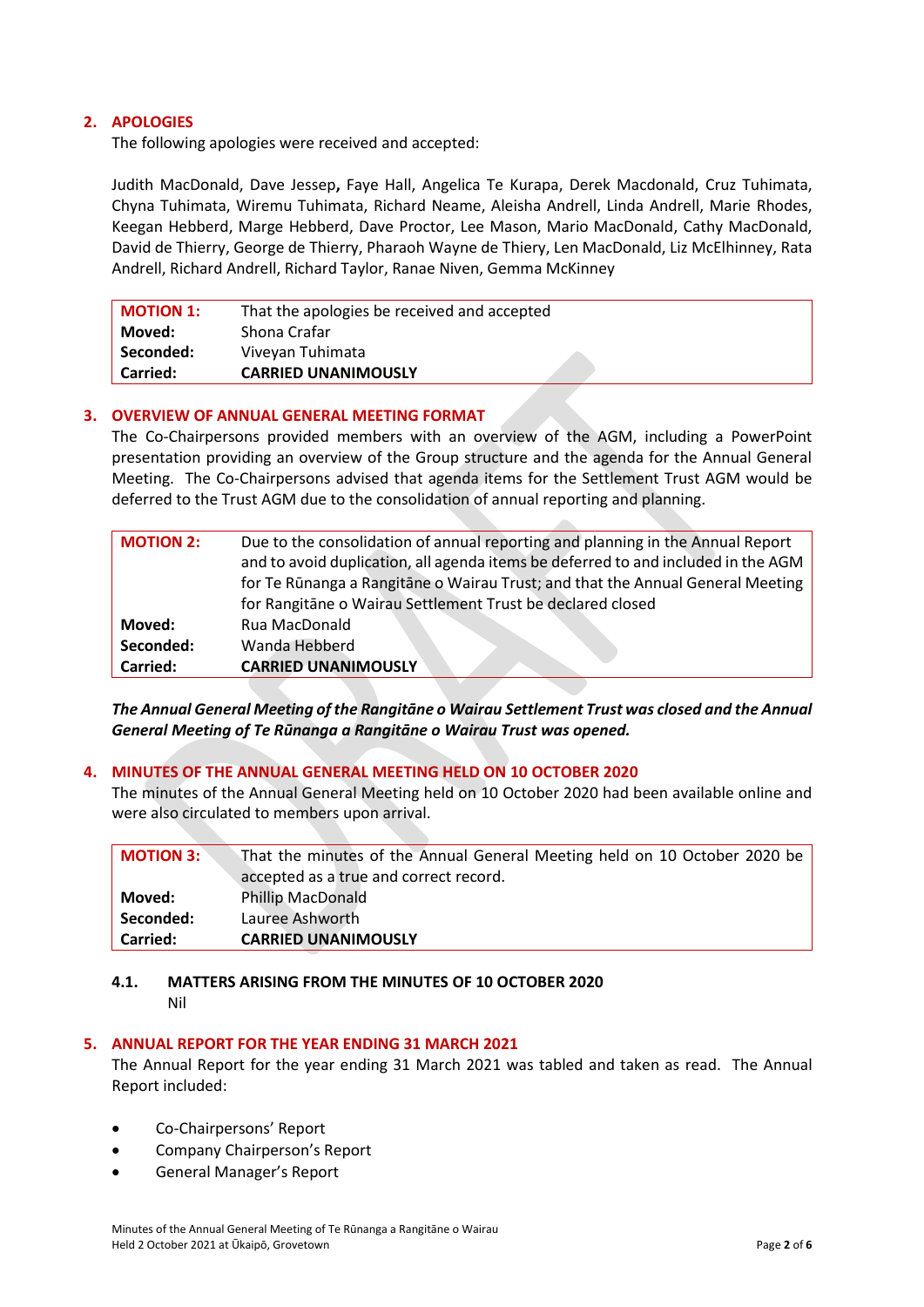## 2. APOLOGIES

The following apologies were received and accepted:

Judith MacDonald, Dave Jessep, Faye Hall, Angelica Te Kurapa, Derek Macdonald, Cruz Tuhimata, Chyna Tuhimata, Wiremu Tuhimata, Richard Neame, Aleisha Andrell, Linda Andrell, Marie Rhodes, Keegan Hebberd, Marge Hebberd, Dave Proctor, Lee Mason, Mario MacDonald, Cathy MacDonald, David de Thierry, George de Thierry, Pharaoh Wayne de Thiery, Len MacDonald, Liz McElhinney, Rata Andrell, Richard Andrell, Richard Taylor, Ranae Niven, Gemma McKinney

| **MOTION 1:** | That the apologies be received and accepted |
|---|---|
| **Moved:** | Shona Crafar |
| **Seconded:** | Viveyan Tuhimata |
| **Carried:** | **CARRIED UNANIMOUSLY** |

## 3. OVERVIEW OF ANNUAL GENERAL MEETING FORMAT

The Co-Chairpersons provided members with an overview of the AGM, including a PowerPoint presentation providing an overview of the Group structure and the agenda for the Annual General Meeting. The Co-Chairpersons advised that agenda items for the Settlement Trust AGM would be deferred to the Trust AGM due to the consolidation of annual reporting and planning.

| **MOTION 2:** | Due to the consolidation of annual reporting and planning in the Annual Report and to avoid duplication, all agenda items be deferred to and included in the AGM for Te Rūnanga a Rangitāne o Wairau Trust; and that the Annual General Meeting for Rangitāne o Wairau Settlement Trust be declared closed |
|---|---|
| **Moved:** | Rua MacDonald |
| **Seconded:** | Wanda Hebberd |
| **Carried:** | **CARRIED UNANIMOUSLY** |

***The Annual General Meeting of the Rangitāne o Wairau Settlement Trust was closed and the Annual General Meeting of Te Rūnanga a Rangitāne o Wairau Trust was opened.***

## 4. MINUTES OF THE ANNUAL GENERAL MEETING HELD ON 10 OCTOBER 2020

The minutes of the Annual General Meeting held on 10 October 2020 had been available online and were also circulated to members upon arrival.

| **MOTION 3:** | That the minutes of the Annual General Meeting held on 10 October 2020 be accepted as a true and correct record. |
|---|---|
| **Moved:** | Phillip MacDonald |
| **Seconded:** | Lauree Ashworth |
| **Carried:** | **CARRIED UNANIMOUSLY** |

### 4.1. MATTERS ARISING FROM THE MINUTES OF 10 OCTOBER 2020

Nil

## 5. ANNUAL REPORT FOR THE YEAR ENDING 31 MARCH 2021

The Annual Report for the year ending 31 March 2021 was tabled and taken as read. The Annual Report included:

- Co-Chairpersons' Report
- Company Chairperson's Report
- General Manager's Report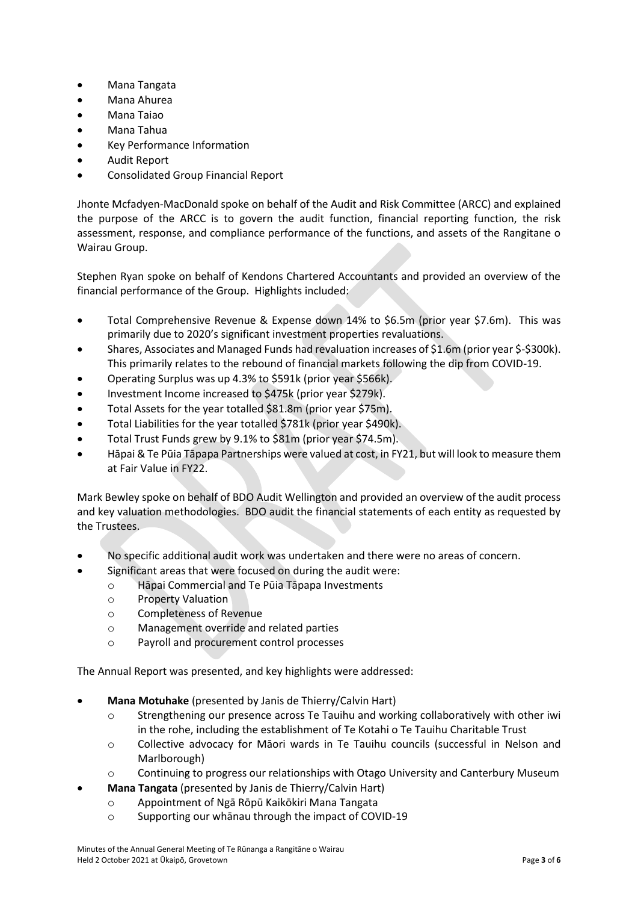- Mana Tangata
- Mana Ahurea
- Mana Taiao
- Mana Tahua
- Key Performance Information
- Audit Report
- Consolidated Group Financial Report

Jhonte Mcfadyen-MacDonald spoke on behalf of the Audit and Risk Committee (ARCC) and explained the purpose of the ARCC is to govern the audit function, financial reporting function, the risk assessment, response, and compliance performance of the functions, and assets of the Rangitane o Wairau Group.

Stephen Ryan spoke on behalf of Kendons Chartered Accountants and provided an overview of the financial performance of the Group. Highlights included:

- Total Comprehensive Revenue & Expense down 14% to $6.5m (prior year $7.6m). This was primarily due to 2020's significant investment properties revaluations.
- Shares, Associates and Managed Funds had revaluation increases of $1.6m (prior year $-$300k). This primarily relates to the rebound of financial markets following the dip from COVID-19.
- Operating Surplus was up 4.3% to $591k (prior year $566k).
- Investment Income increased to $475k (prior year $279k).
- Total Assets for the year totalled $81.8m (prior year $75m).
- Total Liabilities for the year totalled $781k (prior year $490k).
- Total Trust Funds grew by 9.1% to $81m (prior year $74.5m).
- Hāpai & Te Pūia Tāpapa Partnerships were valued at cost, in FY21, but will look to measure them at Fair Value in FY22.

Mark Bewley spoke on behalf of BDO Audit Wellington and provided an overview of the audit process and key valuation methodologies. BDO audit the financial statements of each entity as requested by the Trustees.

- No specific additional audit work was undertaken and there were no areas of concern.
- Significant areas that were focused on during the audit were:
  - Hāpai Commercial and Te Pūia Tāpapa Investments
  - Property Valuation
  - Completeness of Revenue
  - Management override and related parties
  - Payroll and procurement control processes

The Annual Report was presented, and key highlights were addressed:

- **Mana Motuhake** (presented by Janis de Thierry/Calvin Hart)
  - Strengthening our presence across Te Tauihu and working collaboratively with other iwi in the rohe, including the establishment of Te Kotahi o Te Tauihu Charitable Trust
  - Collective advocacy for Māori wards in Te Tauihu councils (successful in Nelson and Marlborough)
  - Continuing to progress our relationships with Otago University and Canterbury Museum
- **Mana Tangata** (presented by Janis de Thierry/Calvin Hart)
  - Appointment of Ngā Rōpū Kaikōkiri Mana Tangata
  - Supporting our whānau through the impact of COVID-19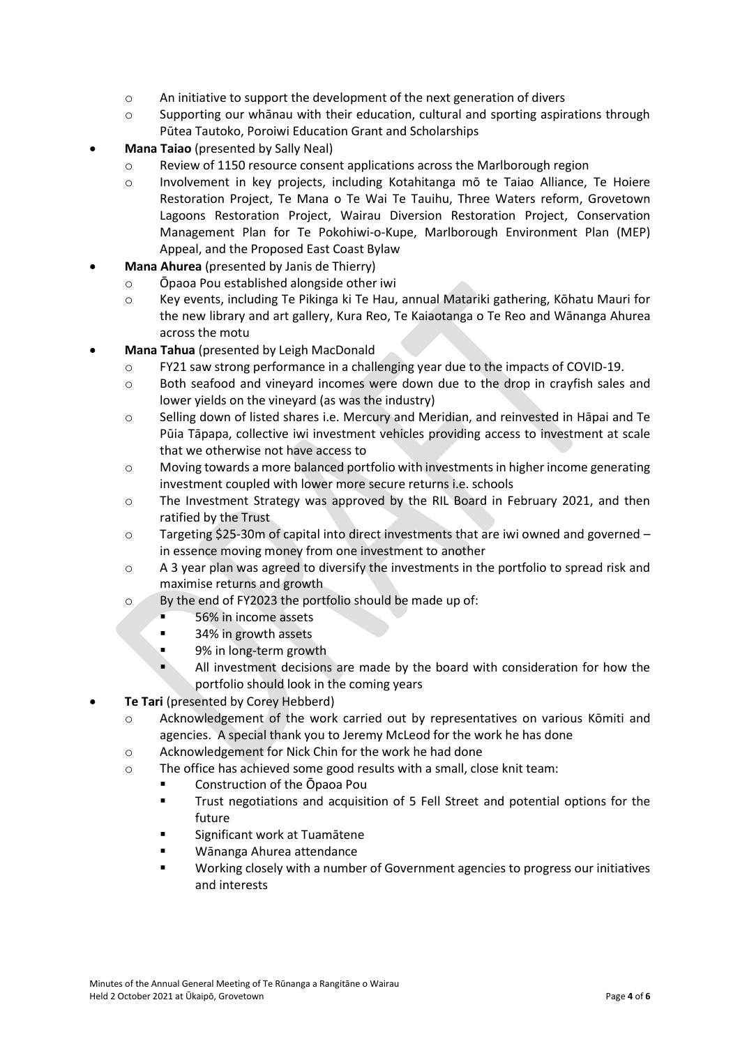- An initiative to support the development of the next generation of divers
  - Supporting our whānau with their education, cultural and sporting aspirations through Pūtea Tautoko, Poroiwi Education Grant and Scholarships
- **Mana Taiao** (presented by Sally Neal)
  - Review of 1150 resource consent applications across the Marlborough region
  - Involvement in key projects, including Kotahitanga mō te Taiao Alliance, Te Hoiere Restoration Project, Te Mana o Te Wai Te Tauihu, Three Waters reform, Grovetown Lagoons Restoration Project, Wairau Diversion Restoration Project, Conservation Management Plan for Te Pokohiwi-o-Kupe, Marlborough Environment Plan (MEP) Appeal, and the Proposed East Coast Bylaw
- **Mana Ahurea** (presented by Janis de Thierry)
  - Ōpaoa Pou established alongside other iwi
  - Key events, including Te Pikinga ki Te Hau, annual Matariki gathering, Kōhatu Mauri for the new library and art gallery, Kura Reo, Te Kaiaotanga o Te Reo and Wānanga Ahurea across the motu
- **Mana Tahua** (presented by Leigh MacDonald
  - FY21 saw strong performance in a challenging year due to the impacts of COVID-19.
  - Both seafood and vineyard incomes were down due to the drop in crayfish sales and lower yields on the vineyard (as was the industry)
  - Selling down of listed shares i.e. Mercury and Meridian, and reinvested in Hāpai and Te Pūia Tāpapa, collective iwi investment vehicles providing access to investment at scale that we otherwise not have access to
  - Moving towards a more balanced portfolio with investments in higher income generating investment coupled with lower more secure returns i.e. schools
  - The Investment Strategy was approved by the RIL Board in February 2021, and then ratified by the Trust
  - Targeting $25-30m of capital into direct investments that are iwi owned and governed – in essence moving money from one investment to another
  - A 3 year plan was agreed to diversify the investments in the portfolio to spread risk and maximise returns and growth
  - By the end of FY2023 the portfolio should be made up of:
    - 56% in income assets
    - 34% in growth assets
    - 9% in long-term growth
    - All investment decisions are made by the board with consideration for how the portfolio should look in the coming years
- **Te Tari** (presented by Corey Hebberd)
  - Acknowledgement of the work carried out by representatives on various Kōmiti and agencies. A special thank you to Jeremy McLeod for the work he has done
  - Acknowledgement for Nick Chin for the work he had done
  - The office has achieved some good results with a small, close knit team:
    - Construction of the Ōpaoa Pou
    - Trust negotiations and acquisition of 5 Fell Street and potential options for the future
    - Significant work at Tuamātene
    - Wānanga Ahurea attendance
    - Working closely with a number of Government agencies to progress our initiatives and interests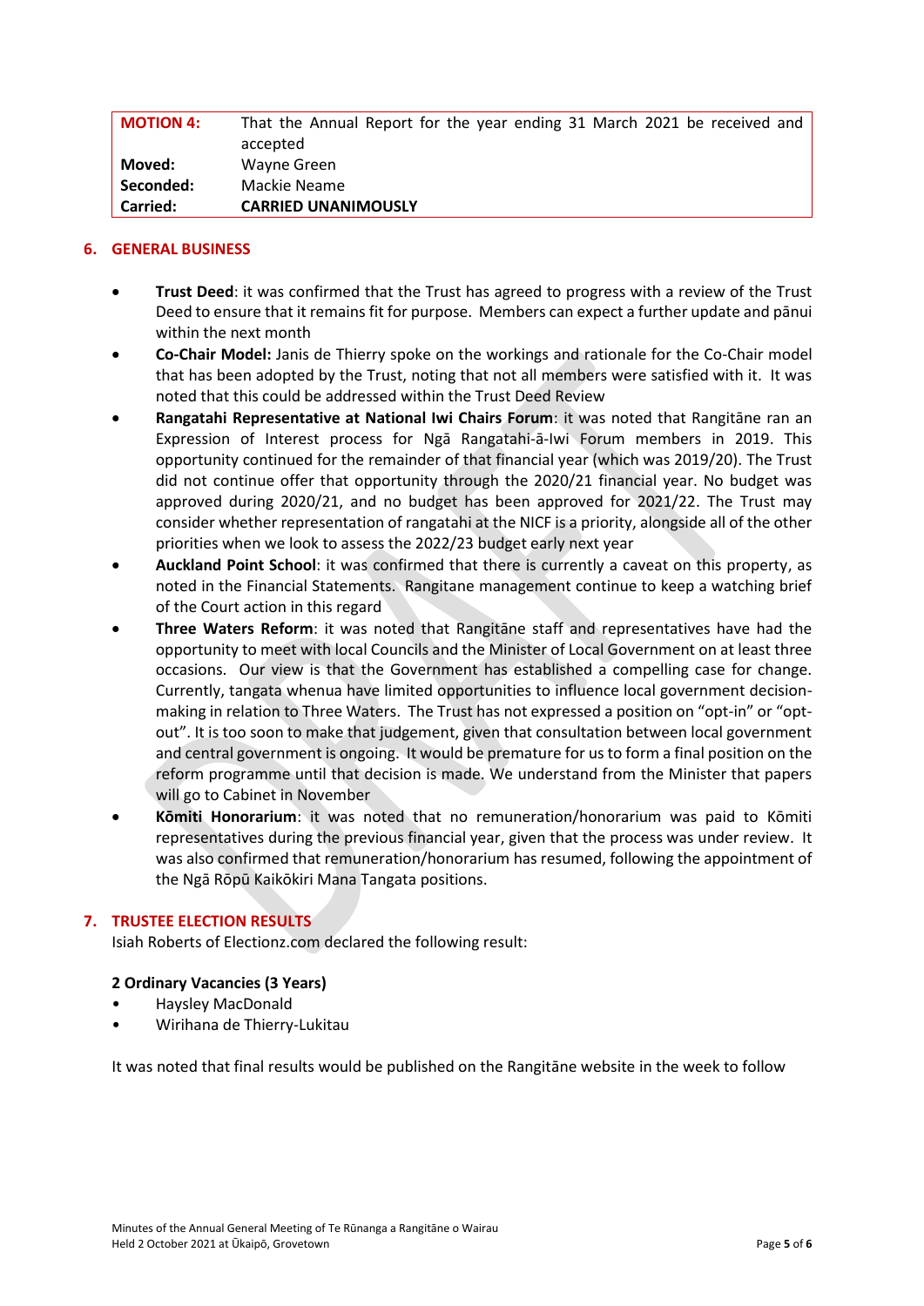| MOTION 4: | That the Annual Report for the year ending 31 March 2021 be received and accepted |
|---|---|
| **Moved:** | Wayne Green |
| **Seconded:** | Mackie Neame |
| **Carried:** | **CARRIED UNANIMOUSLY** |

## 6. GENERAL BUSINESS

- **Trust Deed**: it was confirmed that the Trust has agreed to progress with a review of the Trust Deed to ensure that it remains fit for purpose. Members can expect a further update and pānui within the next month
- **Co-Chair Model:** Janis de Thierry spoke on the workings and rationale for the Co-Chair model that has been adopted by the Trust, noting that not all members were satisfied with it. It was noted that this could be addressed within the Trust Deed Review
- **Rangatahi Representative at National Iwi Chairs Forum**: it was noted that Rangitāne ran an Expression of Interest process for Ngā Rangatahi-ā-Iwi Forum members in 2019. This opportunity continued for the remainder of that financial year (which was 2019/20). The Trust did not continue offer that opportunity through the 2020/21 financial year. No budget was approved during 2020/21, and no budget has been approved for 2021/22. The Trust may consider whether representation of rangatahi at the NICF is a priority, alongside all of the other priorities when we look to assess the 2022/23 budget early next year
- **Auckland Point School**: it was confirmed that there is currently a caveat on this property, as noted in the Financial Statements. Rangitane management continue to keep a watching brief of the Court action in this regard
- **Three Waters Reform**: it was noted that Rangitāne staff and representatives have had the opportunity to meet with local Councils and the Minister of Local Government on at least three occasions. Our view is that the Government has established a compelling case for change. Currently, tangata whenua have limited opportunities to influence local government decision-making in relation to Three Waters. The Trust has not expressed a position on "opt-in" or "opt-out". It is too soon to make that judgement, given that consultation between local government and central government is ongoing. It would be premature for us to form a final position on the reform programme until that decision is made. We understand from the Minister that papers will go to Cabinet in November
- **Kōmiti Honorarium**: it was noted that no remuneration/honorarium was paid to Kōmiti representatives during the previous financial year, given that the process was under review. It was also confirmed that remuneration/honorarium has resumed, following the appointment of the Ngā Rōpū Kaikōkiri Mana Tangata positions.

## 7. TRUSTEE ELECTION RESULTS

Isiah Roberts of Electionz.com declared the following result:

**2 Ordinary Vacancies (3 Years)**

- Haysley MacDonald
- Wirihana de Thierry-Lukitau

It was noted that final results would be published on the Rangitāne website in the week to follow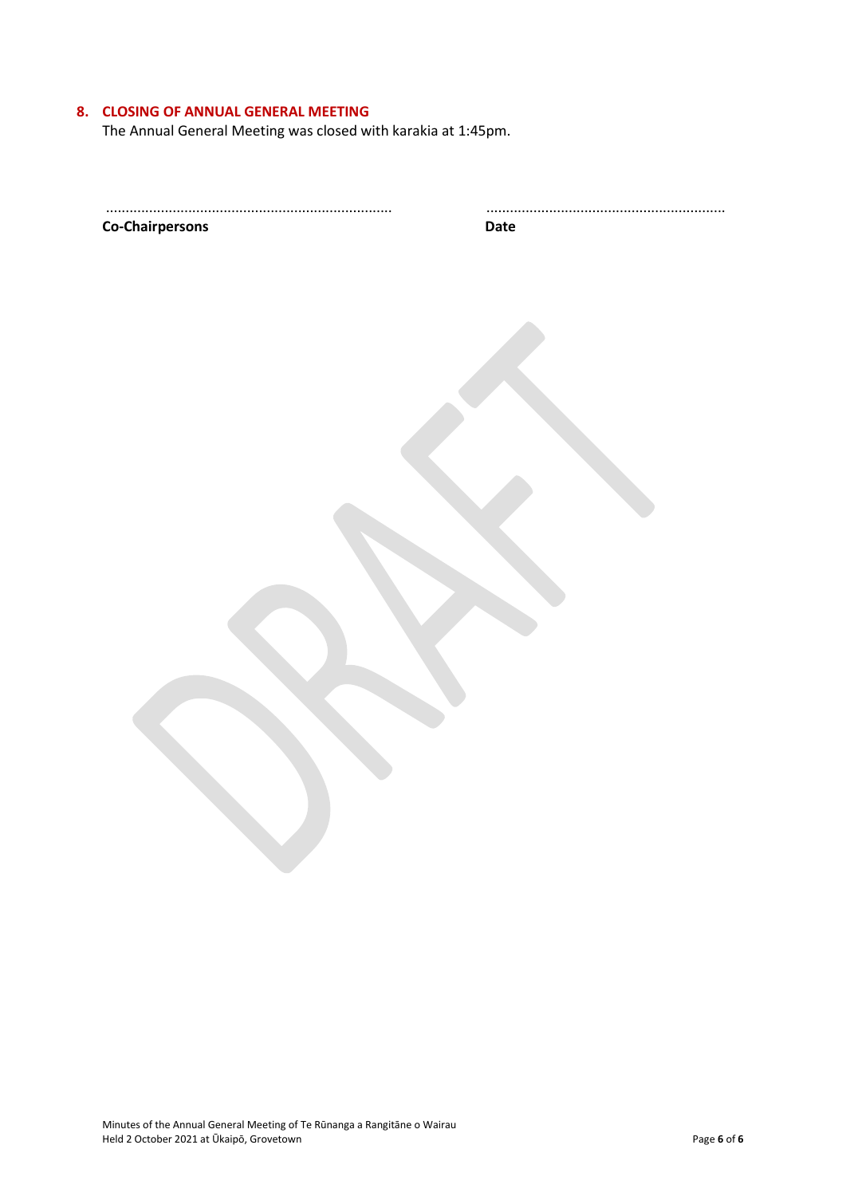## 8. CLOSING OF ANNUAL GENERAL MEETING

The Annual General Meeting was closed with karakia at 1:45pm.

........................................................................ ..............................................................

**Co-Chairpersons** **Date**